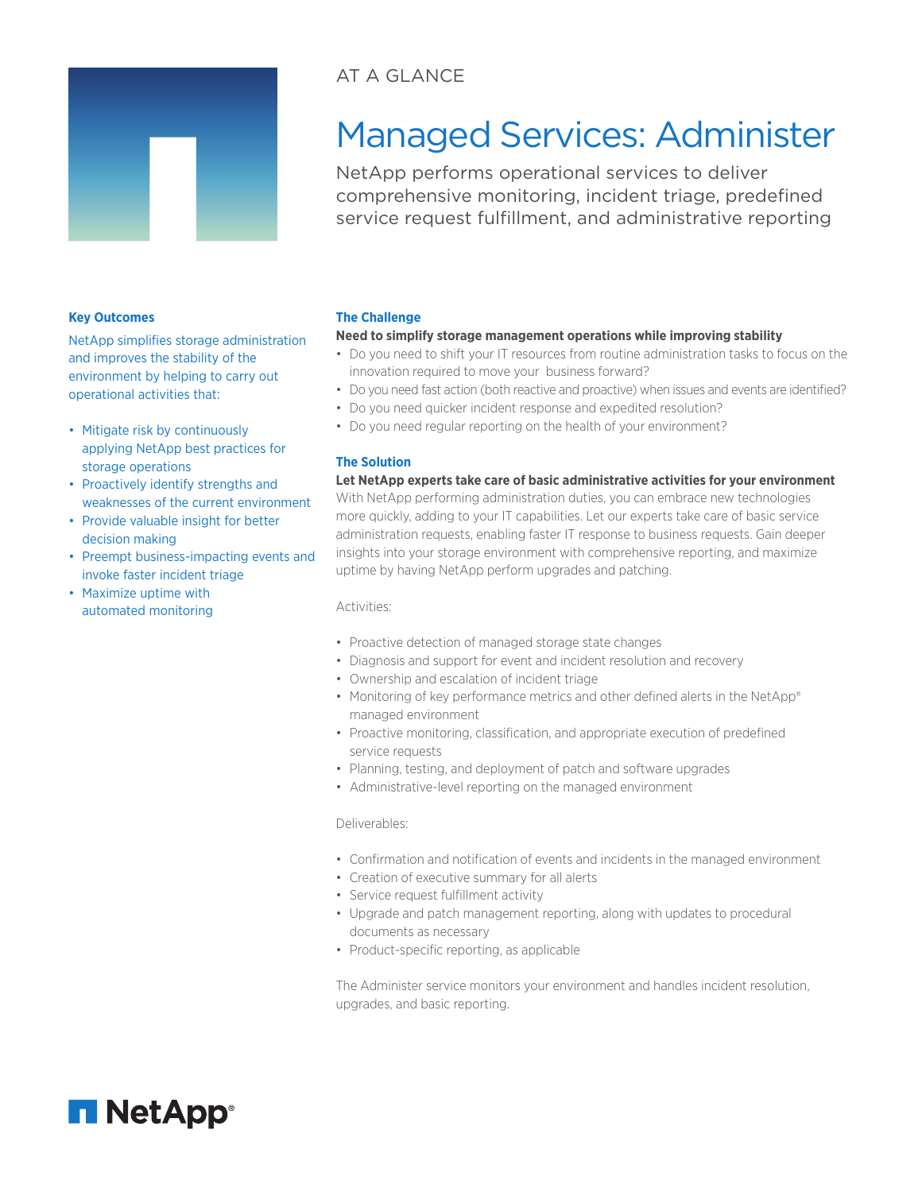AT A GLANCE

# Managed Services: Administer

NetApp performs operational services to deliver comprehensive monitoring, incident triage, predefined service request fulfillment, and administrative reporting

### Key Outcomes

NetApp simplifies storage administration and improves the stability of the environment by helping to carry out operational activities that:

- Mitigate risk by continuously applying NetApp best practices for storage operations
- Proactively identify strengths and weaknesses of the current environment
- Provide valuable insight for better decision making
- Preempt business-impacting events and invoke faster incident triage
- Maximize uptime with automated monitoring

### The Challenge

**Need to simplify storage management operations while improving stability**

- Do you need to shift your IT resources from routine administration tasks to focus on the innovation required to move your business forward?
- Do you need fast action (both reactive and proactive) when issues and events are identified?
- Do you need quicker incident response and expedited resolution?
- Do you need regular reporting on the health of your environment?

### The Solution

**Let NetApp experts take care of basic administrative activities for your environment**

With NetApp performing administration duties, you can embrace new technologies more quickly, adding to your IT capabilities. Let our experts take care of basic service administration requests, enabling faster IT response to business requests. Gain deeper insights into your storage environment with comprehensive reporting, and maximize uptime by having NetApp perform upgrades and patching.

Activities:

- Proactive detection of managed storage state changes
- Diagnosis and support for event and incident resolution and recovery
- Ownership and escalation of incident triage
- Monitoring of key performance metrics and other defined alerts in the NetApp® managed environment
- Proactive monitoring, classification, and appropriate execution of predefined service requests
- Planning, testing, and deployment of patch and software upgrades
- Administrative-level reporting on the managed environment

Deliverables:

- Confirmation and notification of events and incidents in the managed environment
- Creation of executive summary for all alerts
- Service request fulfillment activity
- Upgrade and patch management reporting, along with updates to procedural documents as necessary
- Product-specific reporting, as applicable

The Administer service monitors your environment and handles incident resolution, upgrades, and basic reporting.

NetApp®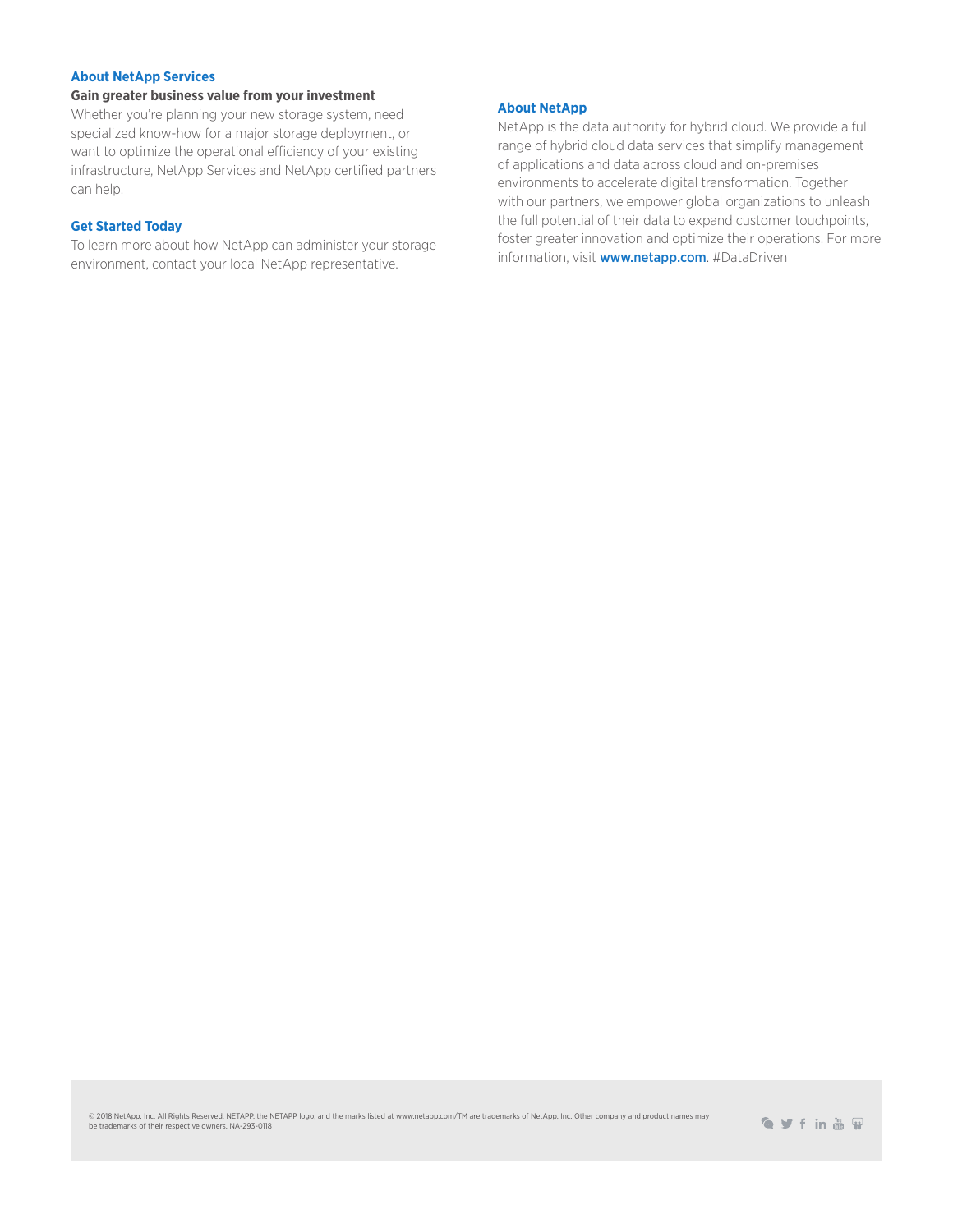## About NetApp Services

**Gain greater business value from your investment**

Whether you're planning your new storage system, need specialized know-how for a major storage deployment, or want to optimize the operational efficiency of your existing infrastructure, NetApp Services and NetApp certified partners can help.

## Get Started Today

To learn more about how NetApp can administer your storage environment, contact your local NetApp representative.

## About NetApp

NetApp is the data authority for hybrid cloud. We provide a full range of hybrid cloud data services that simplify management of applications and data across cloud and on-premises environments to accelerate digital transformation. Together with our partners, we empower global organizations to unleash the full potential of their data to expand customer touchpoints, foster greater innovation and optimize their operations. For more information, visit **www.netapp.com**. #DataDriven

© 2018 NetApp, Inc. All Rights Reserved. NETAPP, the NETAPP logo, and the marks listed at www.netapp.com/TM are trademarks of NetApp, Inc. Other company and product names may be trademarks of their respective owners. NA-293-0118